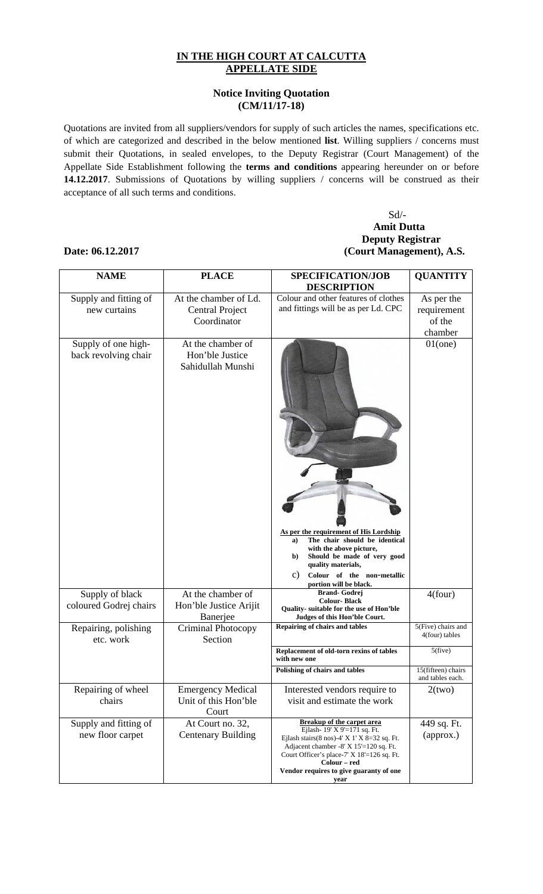**IN THE HIGH COURT AT CALCUTTA**
**APPELLATE SIDE**

**Notice Inviting Quotation**
**(CM/11/17-18)**

Quotations are invited from all suppliers/vendors for supply of such articles the names, specifications etc. of which are categorized and described in the below mentioned **list**. Willing suppliers / concerns must submit their Quotations, in sealed envelopes, to the Deputy Registrar (Court Management) of the Appellate Side Establishment following the **terms and conditions** appearing hereunder on or before **14.12.2017**. Submissions of Quotations by willing suppliers / concerns will be construed as their acceptance of all such terms and conditions.

Sd/-
**Amit Dutta**
**Deputy Registrar**
**(Court Management), A.S.**

**Date: 06.12.2017**

| NAME | PLACE | SPECIFICATION/JOB DESCRIPTION | QUANTITY |
|---|---|---|---|
| Supply and fitting of new curtains | At the chamber of Ld. Central Project Coordinator | Colour and other features of clothes and fittings will be as per Ld. CPC | As per the requirement of the chamber |
| Supply of one high-back revolving chair | At the chamber of Hon'ble Justice Sahidullah Munshi | **As per the requirement of His Lordship** a) The chair should be identical with the above picture, b) Should be made of very good quality materials, c) Colour of the non-metallic portion will be black. | 01(one) |
| Supply of black coloured Godrej chairs | At the chamber of Hon'ble Justice Arijit Banerjee | **Brand- Godrej** **Colour- Black** **Quality- suitable for the use of Hon'ble Judges of this Hon'ble Court.** | 4(four) |
| Repairing, polishing etc. work | Criminal Photocopy Section | **Repairing of chairs and tables** | 5(Five) chairs and 4(four) tables |
| | | **Replacement of old-torn rexins of tables with new one** | 5(five) |
| | | **Polishing of chairs and tables** | 15(fifteen) chairs and tables each. |
| Repairing of wheel chairs | Emergency Medical Unit of this Hon'ble Court | Interested vendors require to visit and estimate the work | 2(two) |
| Supply and fitting of new floor carpet | At Court no. 32, Centenary Building | **Breakup of the carpet area** Ejlash- 19' X 9'=171 sq. Ft. Ejlash stairs(8 nos)-4' X 1' X 8=32 sq. Ft. Adjacent chamber -8' X 15'=120 sq. Ft. Court Officer's place-7' X 18'=126 sq. Ft. **Colour – red** **Vendor requires to give guaranty of one year** | 449 sq. Ft. (approx.) |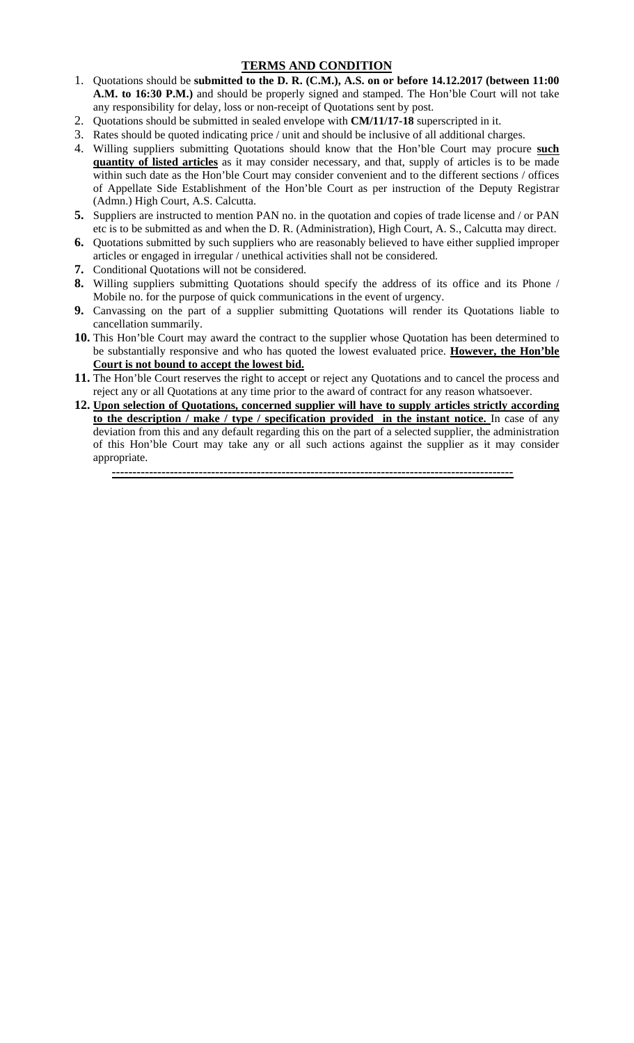## TERMS AND CONDITION

1. Quotations should be **submitted to the D. R. (C.M.), A.S. on or before 14.12.2017 (between 11:00 A.M. to 16:30 P.M.)** and should be properly signed and stamped. The Hon'ble Court will not take any responsibility for delay, loss or non-receipt of Quotations sent by post.
2. Quotations should be submitted in sealed envelope with **CM/11/17-18** superscripted in it.
3. Rates should be quoted indicating price / unit and should be inclusive of all additional charges.
4. Willing suppliers submitting Quotations should know that the Hon'ble Court may procure **such quantity of listed articles** as it may consider necessary, and that, supply of articles is to be made within such date as the Hon'ble Court may consider convenient and to the different sections / offices of Appellate Side Establishment of the Hon'ble Court as per instruction of the Deputy Registrar (Admn.) High Court, A.S. Calcutta.
5. Suppliers are instructed to mention PAN no. in the quotation and copies of trade license and / or PAN etc is to be submitted as and when the D. R. (Administration), High Court, A. S., Calcutta may direct.
6. Quotations submitted by such suppliers who are reasonably believed to have either supplied improper articles or engaged in irregular / unethical activities shall not be considered.
7. Conditional Quotations will not be considered.
8. Willing suppliers submitting Quotations should specify the address of its office and its Phone / Mobile no. for the purpose of quick communications in the event of urgency.
9. Canvassing on the part of a supplier submitting Quotations will render its Quotations liable to cancellation summarily.
10. This Hon'ble Court may award the contract to the supplier whose Quotation has been determined to be substantially responsive and who has quoted the lowest evaluated price. **However, the Hon'ble Court is not bound to accept the lowest bid.**
11. The Hon'ble Court reserves the right to accept or reject any Quotations and to cancel the process and reject any or all Quotations at any time prior to the award of contract for any reason whatsoever.
12. **Upon selection of Quotations, concerned supplier will have to supply articles strictly according to the description / make / type / specification provided in the instant notice.** In case of any deviation from this and any default regarding this on the part of a selected supplier, the administration of this Hon'ble Court may take any or all such actions against the supplier as it may consider appropriate.

---